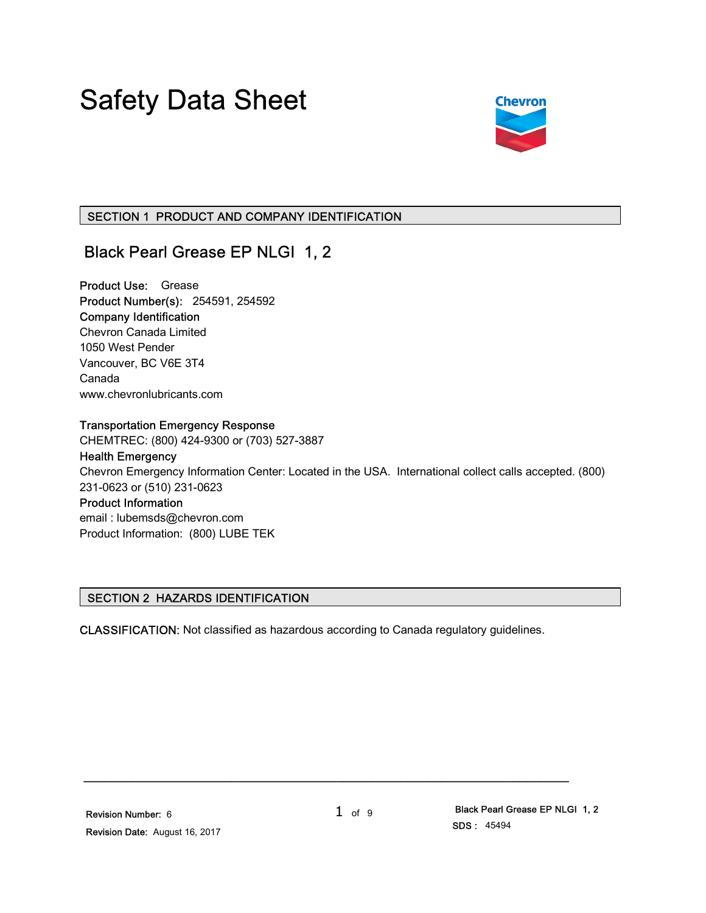# Safety Data Sheet

## SECTION 1 PRODUCT AND COMPANY IDENTIFICATION

### Black Pearl Grease EP NLGI 1, 2

**Product Use:** Grease
**Product Number(s):** 254591, 254592
**Company Identification**
Chevron Canada Limited
1050 West Pender
Vancouver, BC V6E 3T4
Canada
www.chevronlubricants.com

**Transportation Emergency Response**
CHEMTREC: (800) 424-9300 or (703) 527-3887
**Health Emergency**
Chevron Emergency Information Center: Located in the USA. International collect calls accepted. (800) 231-0623 or (510) 231-0623
**Product Information**
email : lubemsds@chevron.com
Product Information: (800) LUBE TEK

## SECTION 2 HAZARDS IDENTIFICATION

**CLASSIFICATION:** Not classified as hazardous according to Canada regulatory guidelines.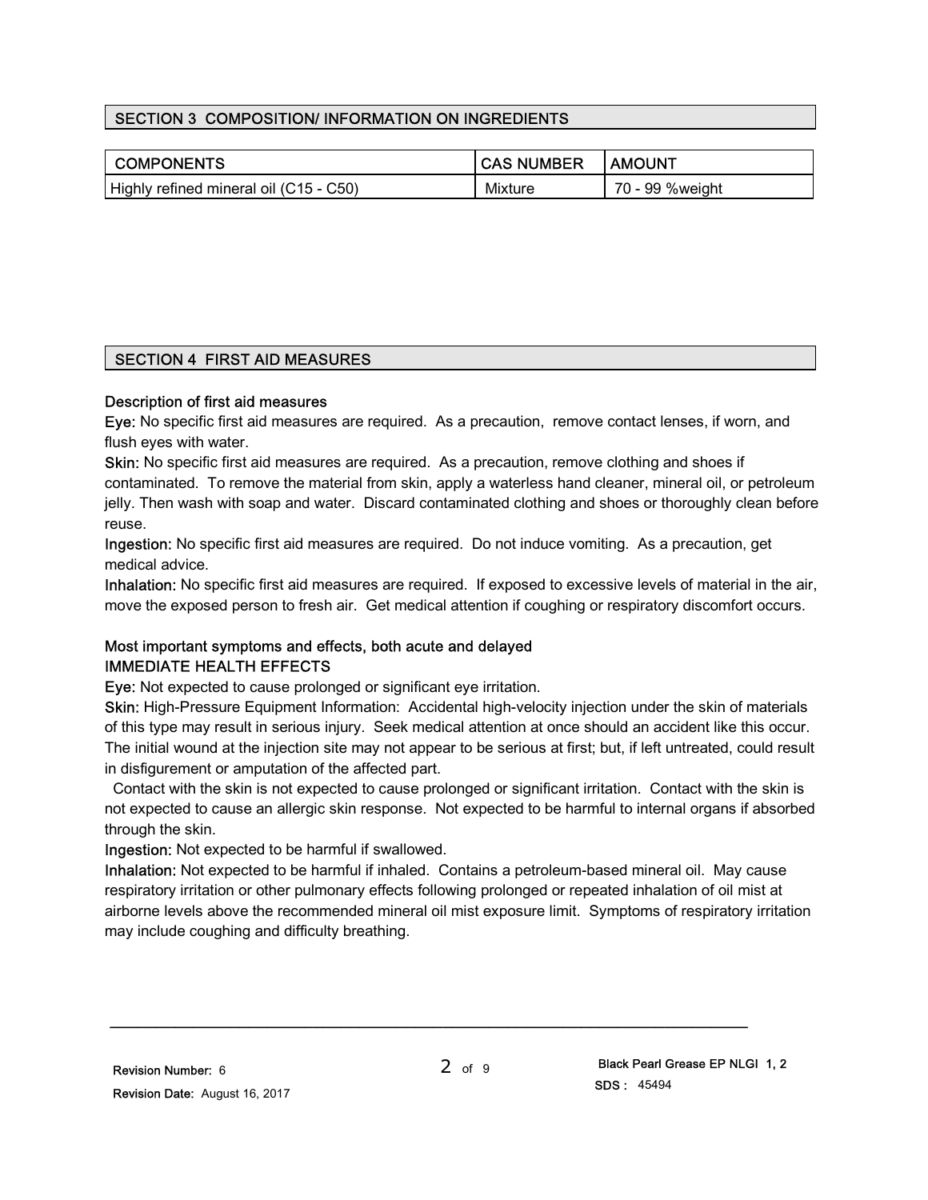## SECTION 3 COMPOSITION/ INFORMATION ON INGREDIENTS

| COMPONENTS | CAS NUMBER | AMOUNT |
| --- | --- | --- |
| Highly refined mineral oil (C15 - C50) | Mixture | 70 - 99 %weight |

## SECTION 4 FIRST AID MEASURES

**Description of first aid measures**

**Eye:** No specific first aid measures are required. As a precaution, remove contact lenses, if worn, and flush eyes with water.

**Skin:** No specific first aid measures are required. As a precaution, remove clothing and shoes if contaminated. To remove the material from skin, apply a waterless hand cleaner, mineral oil, or petroleum jelly. Then wash with soap and water. Discard contaminated clothing and shoes or thoroughly clean before reuse.

**Ingestion:** No specific first aid measures are required. Do not induce vomiting. As a precaution, get medical advice.

**Inhalation:** No specific first aid measures are required. If exposed to excessive levels of material in the air, move the exposed person to fresh air. Get medical attention if coughing or respiratory discomfort occurs.

**Most important symptoms and effects, both acute and delayed**

IMMEDIATE HEALTH EFFECTS

**Eye:** Not expected to cause prolonged or significant eye irritation.

**Skin:** High-Pressure Equipment Information: Accidental high-velocity injection under the skin of materials of this type may result in serious injury. Seek medical attention at once should an accident like this occur. The initial wound at the injection site may not appear to be serious at first; but, if left untreated, could result in disfigurement or amputation of the affected part.

Contact with the skin is not expected to cause prolonged or significant irritation. Contact with the skin is not expected to cause an allergic skin response. Not expected to be harmful to internal organs if absorbed through the skin.

**Ingestion:** Not expected to be harmful if swallowed.

**Inhalation:** Not expected to be harmful if inhaled. Contains a petroleum-based mineral oil. May cause respiratory irritation or other pulmonary effects following prolonged or repeated inhalation of oil mist at airborne levels above the recommended mineral oil mist exposure limit. Symptoms of respiratory irritation may include coughing and difficulty breathing.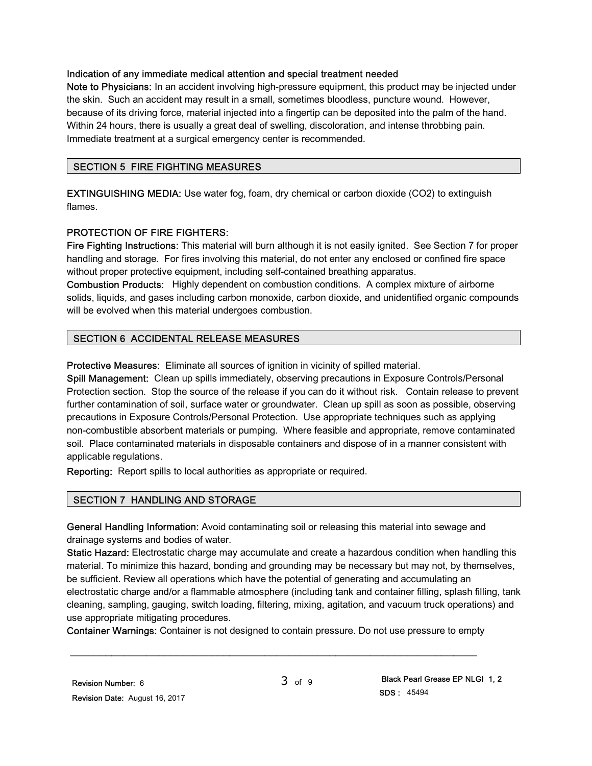**Indication of any immediate medical attention and special treatment needed**

**Note to Physicians:** In an accident involving high-pressure equipment, this product may be injected under the skin. Such an accident may result in a small, sometimes bloodless, puncture wound. However, because of its driving force, material injected into a fingertip can be deposited into the palm of the hand. Within 24 hours, there is usually a great deal of swelling, discoloration, and intense throbbing pain. Immediate treatment at a surgical emergency center is recommended.

## SECTION 5 FIRE FIGHTING MEASURES

**EXTINGUISHING MEDIA:** Use water fog, foam, dry chemical or carbon dioxide (CO2) to extinguish flames.

**PROTECTION OF FIRE FIGHTERS:**

**Fire Fighting Instructions:** This material will burn although it is not easily ignited. See Section 7 for proper handling and storage. For fires involving this material, do not enter any enclosed or confined fire space without proper protective equipment, including self-contained breathing apparatus.

**Combustion Products:** Highly dependent on combustion conditions. A complex mixture of airborne solids, liquids, and gases including carbon monoxide, carbon dioxide, and unidentified organic compounds will be evolved when this material undergoes combustion.

## SECTION 6 ACCIDENTAL RELEASE MEASURES

**Protective Measures:** Eliminate all sources of ignition in vicinity of spilled material.

**Spill Management:** Clean up spills immediately, observing precautions in Exposure Controls/Personal Protection section. Stop the source of the release if you can do it without risk. Contain release to prevent further contamination of soil, surface water or groundwater. Clean up spill as soon as possible, observing precautions in Exposure Controls/Personal Protection. Use appropriate techniques such as applying non-combustible absorbent materials or pumping. Where feasible and appropriate, remove contaminated soil. Place contaminated materials in disposable containers and dispose of in a manner consistent with applicable regulations.

**Reporting:** Report spills to local authorities as appropriate or required.

## SECTION 7 HANDLING AND STORAGE

**General Handling Information:** Avoid contaminating soil or releasing this material into sewage and drainage systems and bodies of water.

**Static Hazard:** Electrostatic charge may accumulate and create a hazardous condition when handling this material. To minimize this hazard, bonding and grounding may be necessary but may not, by themselves, be sufficient. Review all operations which have the potential of generating and accumulating an electrostatic charge and/or a flammable atmosphere (including tank and container filling, splash filling, tank cleaning, sampling, gauging, switch loading, filtering, mixing, agitation, and vacuum truck operations) and use appropriate mitigating procedures.

**Container Warnings:** Container is not designed to contain pressure. Do not use pressure to empty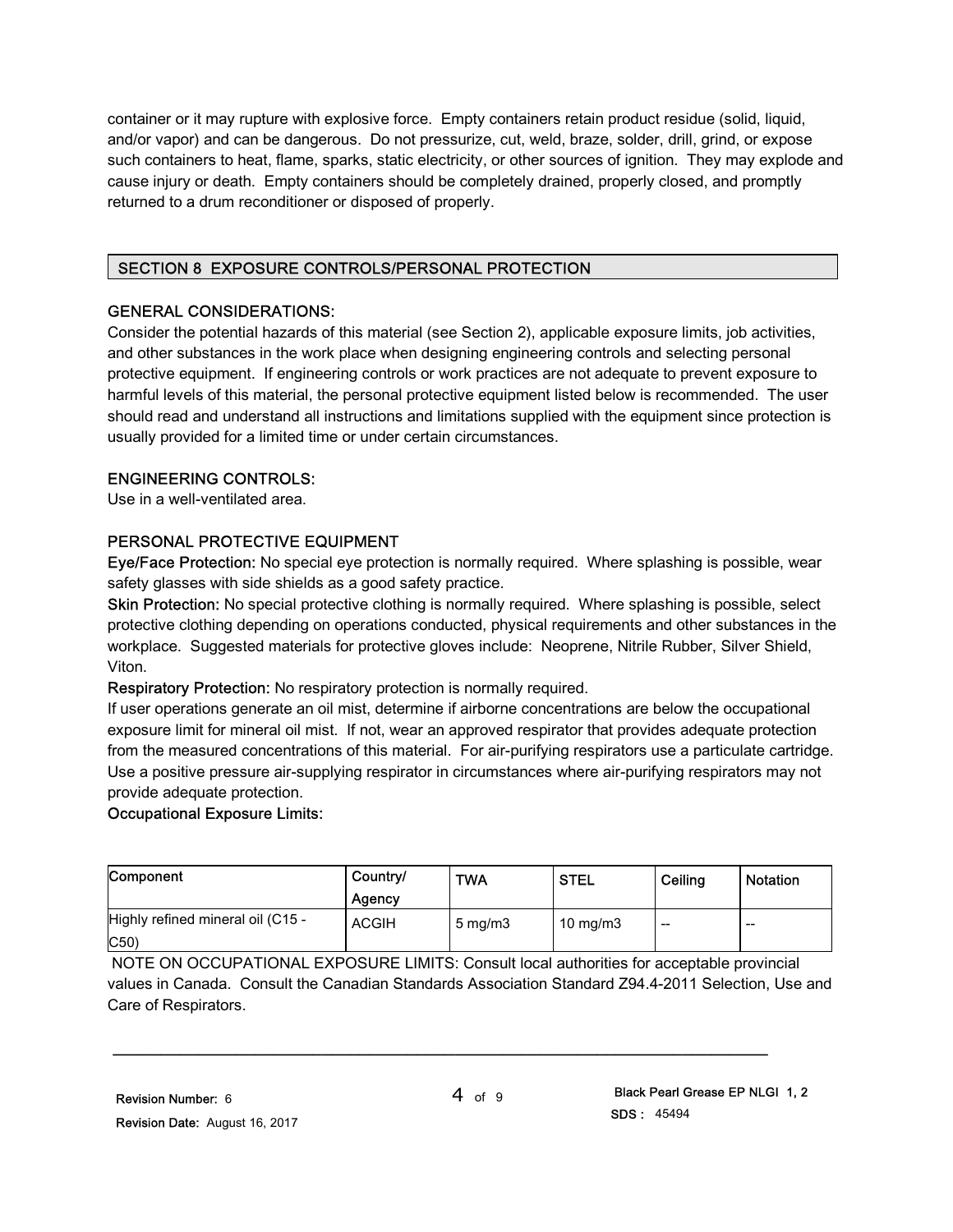container or it may rupture with explosive force. Empty containers retain product residue (solid, liquid, and/or vapor) and can be dangerous. Do not pressurize, cut, weld, braze, solder, drill, grind, or expose such containers to heat, flame, sparks, static electricity, or other sources of ignition. They may explode and cause injury or death. Empty containers should be completely drained, properly closed, and promptly returned to a drum reconditioner or disposed of properly.

## SECTION 8 EXPOSURE CONTROLS/PERSONAL PROTECTION

### GENERAL CONSIDERATIONS:

Consider the potential hazards of this material (see Section 2), applicable exposure limits, job activities, and other substances in the work place when designing engineering controls and selecting personal protective equipment. If engineering controls or work practices are not adequate to prevent exposure to harmful levels of this material, the personal protective equipment listed below is recommended. The user should read and understand all instructions and limitations supplied with the equipment since protection is usually provided for a limited time or under certain circumstances.

### ENGINEERING CONTROLS:

Use in a well-ventilated area.

### PERSONAL PROTECTIVE EQUIPMENT

**Eye/Face Protection:** No special eye protection is normally required. Where splashing is possible, wear safety glasses with side shields as a good safety practice.

**Skin Protection:** No special protective clothing is normally required. Where splashing is possible, select protective clothing depending on operations conducted, physical requirements and other substances in the workplace. Suggested materials for protective gloves include: Neoprene, Nitrile Rubber, Silver Shield, Viton.

**Respiratory Protection:** No respiratory protection is normally required.

If user operations generate an oil mist, determine if airborne concentrations are below the occupational exposure limit for mineral oil mist. If not, wear an approved respirator that provides adequate protection from the measured concentrations of this material. For air-purifying respirators use a particulate cartridge. Use a positive pressure air-supplying respirator in circumstances where air-purifying respirators may not provide adequate protection.

**Occupational Exposure Limits:**

| Component | Country/ Agency | TWA | STEL | Ceiling | Notation |
|---|---|---|---|---|---|
| Highly refined mineral oil (C15 - C50) | ACGIH | 5 mg/m3 | 10 mg/m3 | -- | -- |

NOTE ON OCCUPATIONAL EXPOSURE LIMITS: Consult local authorities for acceptable provincial values in Canada. Consult the Canadian Standards Association Standard Z94.4-2011 Selection, Use and Care of Respirators.

Revision Number: 6
Revision Date: August 16, 2017

Black Pearl Grease EP NLGI 1, 2
SDS : 45494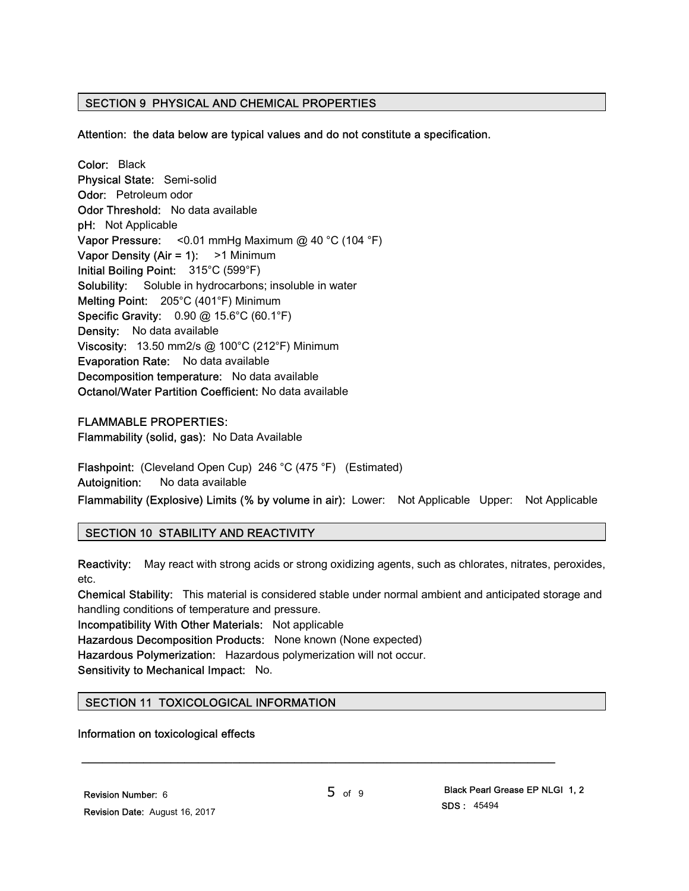## SECTION 9 PHYSICAL AND CHEMICAL PROPERTIES

**Attention: the data below are typical values and do not constitute a specification.**

**Color:** Black
**Physical State:** Semi-solid
**Odor:** Petroleum odor
**Odor Threshold:** No data available
**pH:** Not Applicable
**Vapor Pressure:** <0.01 mmHg Maximum @ 40 °C (104 °F)
**Vapor Density (Air = 1):** >1 Minimum
**Initial Boiling Point:** 315°C (599°F)
**Solubility:** Soluble in hydrocarbons; insoluble in water
**Melting Point:** 205°C (401°F) Minimum
**Specific Gravity:** 0.90 @ 15.6°C (60.1°F)
**Density:** No data available
**Viscosity:** 13.50 mm2/s @ 100°C (212°F) Minimum
**Evaporation Rate:** No data available
**Decomposition temperature:** No data available
**Octanol/Water Partition Coefficient:** No data available

**FLAMMABLE PROPERTIES:**
**Flammability (solid, gas):** No Data Available

**Flashpoint:** (Cleveland Open Cup) 246 °C (475 °F) (Estimated)
**Autoignition:** No data available
**Flammability (Explosive) Limits (% by volume in air):** Lower: Not Applicable Upper: Not Applicable

## SECTION 10 STABILITY AND REACTIVITY

**Reactivity:** May react with strong acids or strong oxidizing agents, such as chlorates, nitrates, peroxides, etc.
**Chemical Stability:** This material is considered stable under normal ambient and anticipated storage and handling conditions of temperature and pressure.
**Incompatibility With Other Materials:** Not applicable
**Hazardous Decomposition Products:** None known (None expected)
**Hazardous Polymerization:** Hazardous polymerization will not occur.
**Sensitivity to Mechanical Impact:** No.

## SECTION 11 TOXICOLOGICAL INFORMATION

**Information on toxicological effects**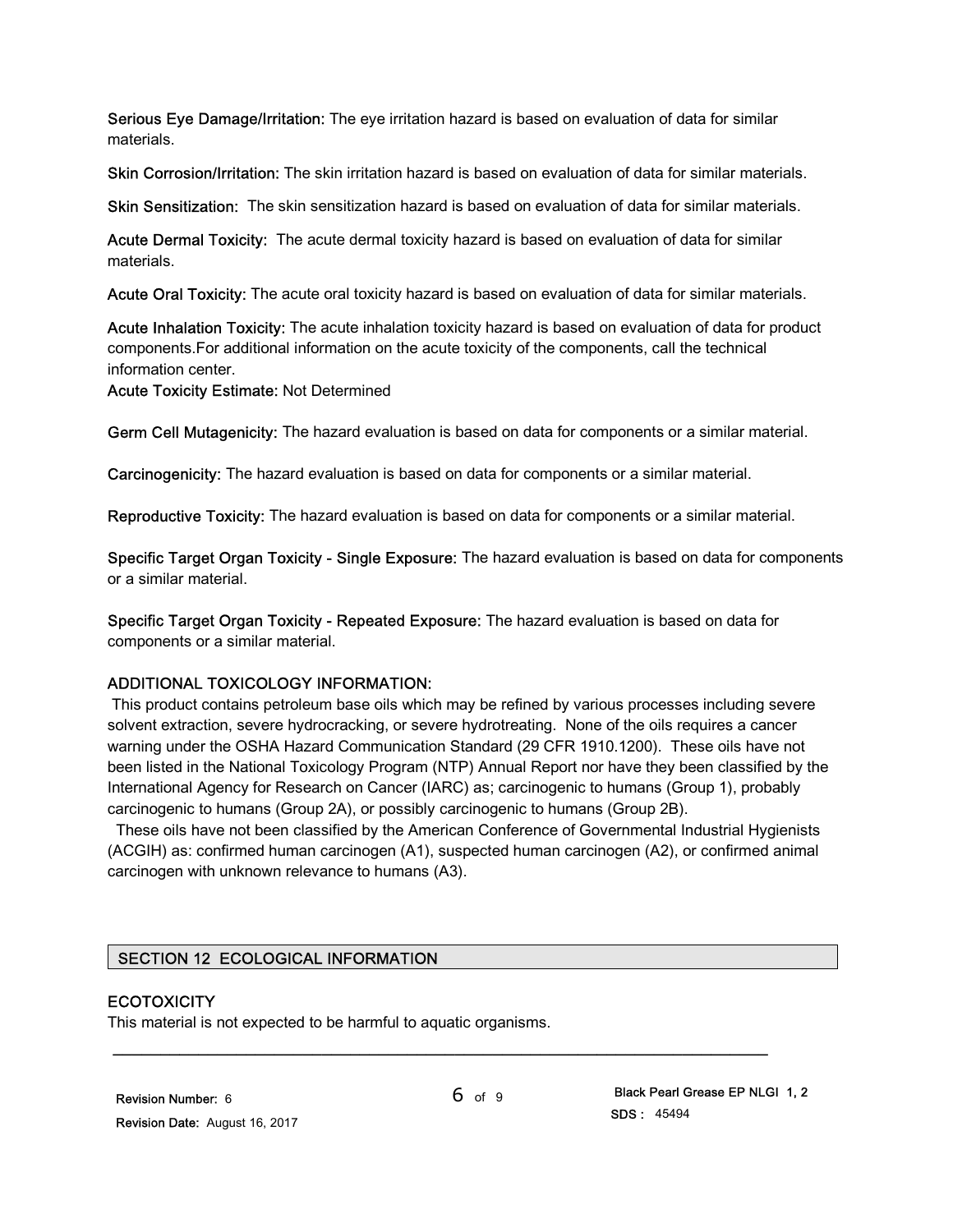**Serious Eye Damage/Irritation:** The eye irritation hazard is based on evaluation of data for similar materials.

**Skin Corrosion/Irritation:** The skin irritation hazard is based on evaluation of data for similar materials.

**Skin Sensitization:** The skin sensitization hazard is based on evaluation of data for similar materials.

**Acute Dermal Toxicity:** The acute dermal toxicity hazard is based on evaluation of data for similar materials.

**Acute Oral Toxicity:** The acute oral toxicity hazard is based on evaluation of data for similar materials.

**Acute Inhalation Toxicity:** The acute inhalation toxicity hazard is based on evaluation of data for product components.For additional information on the acute toxicity of the components, call the technical information center.
**Acute Toxicity Estimate:** Not Determined

**Germ Cell Mutagenicity:** The hazard evaluation is based on data for components or a similar material.

**Carcinogenicity:** The hazard evaluation is based on data for components or a similar material.

**Reproductive Toxicity:** The hazard evaluation is based on data for components or a similar material.

**Specific Target Organ Toxicity - Single Exposure:** The hazard evaluation is based on data for components or a similar material.

**Specific Target Organ Toxicity - Repeated Exposure:** The hazard evaluation is based on data for components or a similar material.

**ADDITIONAL TOXICOLOGY INFORMATION:**

This product contains petroleum base oils which may be refined by various processes including severe solvent extraction, severe hydrocracking, or severe hydrotreating. None of the oils requires a cancer warning under the OSHA Hazard Communication Standard (29 CFR 1910.1200). These oils have not been listed in the National Toxicology Program (NTP) Annual Report nor have they been classified by the International Agency for Research on Cancer (IARC) as; carcinogenic to humans (Group 1), probably carcinogenic to humans (Group 2A), or possibly carcinogenic to humans (Group 2B).

These oils have not been classified by the American Conference of Governmental Industrial Hygienists (ACGIH) as: confirmed human carcinogen (A1), suspected human carcinogen (A2), or confirmed animal carcinogen with unknown relevance to humans (A3).

## SECTION 12 ECOLOGICAL INFORMATION

### ECOTOXICITY

This material is not expected to be harmful to aquatic organisms.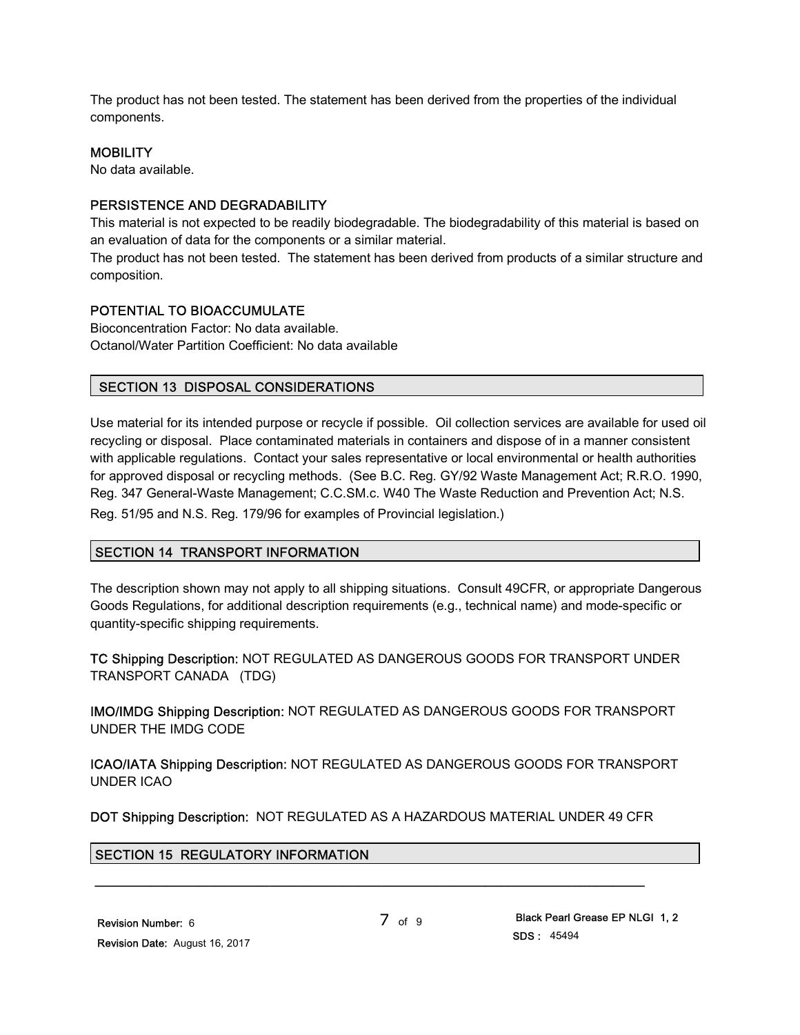The product has not been tested. The statement has been derived from the properties of the individual components.

### MOBILITY

No data available.

### PERSISTENCE AND DEGRADABILITY

This material is not expected to be readily biodegradable. The biodegradability of this material is based on an evaluation of data for the components or a similar material.

The product has not been tested. The statement has been derived from products of a similar structure and composition.

### POTENTIAL TO BIOACCUMULATE

Bioconcentration Factor: No data available.

Octanol/Water Partition Coefficient: No data available

## SECTION 13 DISPOSAL CONSIDERATIONS

Use material for its intended purpose or recycle if possible. Oil collection services are available for used oil recycling or disposal. Place contaminated materials in containers and dispose of in a manner consistent with applicable regulations. Contact your sales representative or local environmental or health authorities for approved disposal or recycling methods. (See B.C. Reg. GY/92 Waste Management Act; R.R.O. 1990, Reg. 347 General-Waste Management; C.C.SM.c. W40 The Waste Reduction and Prevention Act; N.S. Reg. 51/95 and N.S. Reg. 179/96 for examples of Provincial legislation.)

## SECTION 14 TRANSPORT INFORMATION

The description shown may not apply to all shipping situations. Consult 49CFR, or appropriate Dangerous Goods Regulations, for additional description requirements (e.g., technical name) and mode-specific or quantity-specific shipping requirements.

**TC Shipping Description:** NOT REGULATED AS DANGEROUS GOODS FOR TRANSPORT UNDER TRANSPORT CANADA (TDG)

**IMO/IMDG Shipping Description:** NOT REGULATED AS DANGEROUS GOODS FOR TRANSPORT UNDER THE IMDG CODE

**ICAO/IATA Shipping Description:** NOT REGULATED AS DANGEROUS GOODS FOR TRANSPORT UNDER ICAO

**DOT Shipping Description:** NOT REGULATED AS A HAZARDOUS MATERIAL UNDER 49 CFR

## SECTION 15 REGULATORY INFORMATION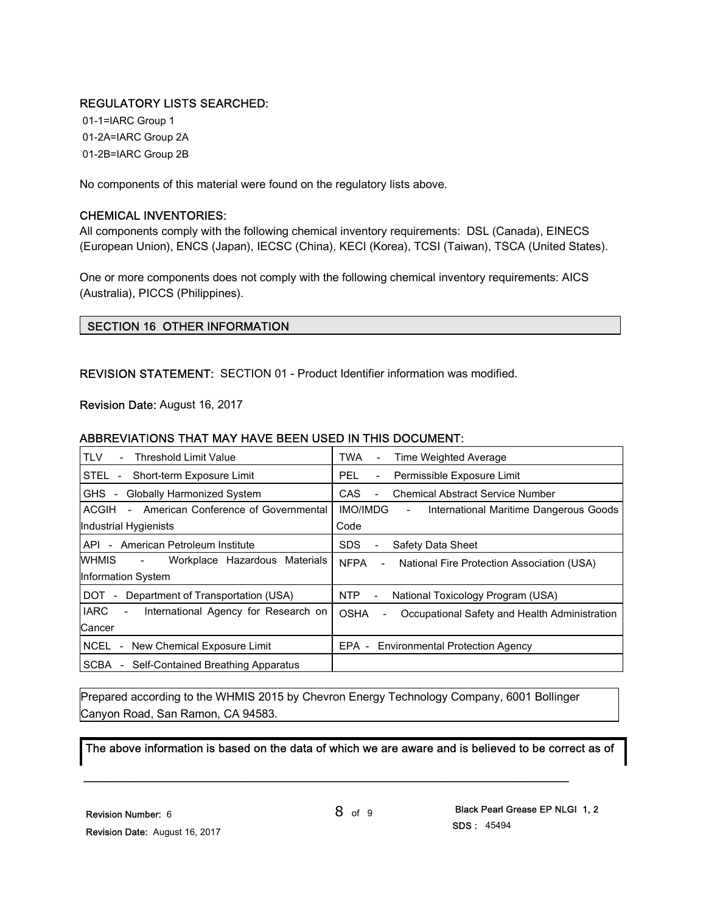**REGULATORY LISTS SEARCHED:**

01-1=IARC Group 1
01-2A=IARC Group 2A
01-2B=IARC Group 2B

No components of this material were found on the regulatory lists above.

**CHEMICAL INVENTORIES:**

All components comply with the following chemical inventory requirements: DSL (Canada), EINECS (European Union), ENCS (Japan), IECSC (China), KECI (Korea), TCSI (Taiwan), TSCA (United States).

One or more components does not comply with the following chemical inventory requirements: AICS (Australia), PICCS (Philippines).

## SECTION 16 OTHER INFORMATION

**REVISION STATEMENT:** SECTION 01 - Product Identifier information was modified.

**Revision Date:** August 16, 2017

**ABBREVIATIONS THAT MAY HAVE BEEN USED IN THIS DOCUMENT:**

| | |
|---|---|
| TLV - Threshold Limit Value | TWA - Time Weighted Average |
| STEL - Short-term Exposure Limit | PEL - Permissible Exposure Limit |
| GHS - Globally Harmonized System | CAS - Chemical Abstract Service Number |
| ACGIH - American Conference of Governmental Industrial Hygienists | IMO/IMDG - International Maritime Dangerous Goods Code |
| API - American Petroleum Institute | SDS - Safety Data Sheet |
| WHMIS - Workplace Hazardous Materials Information System | NFPA - National Fire Protection Association (USA) |
| DOT - Department of Transportation (USA) | NTP - National Toxicology Program (USA) |
| IARC - International Agency for Research on Cancer | OSHA - Occupational Safety and Health Administration |
| NCEL - New Chemical Exposure Limit | EPA - Environmental Protection Agency |
| SCBA - Self-Contained Breathing Apparatus | |

Prepared according to the WHMIS 2015 by Chevron Energy Technology Company, 6001 Bollinger Canyon Road, San Ramon, CA 94583.

**The above information is based on the data of which we are aware and is believed to be correct as of**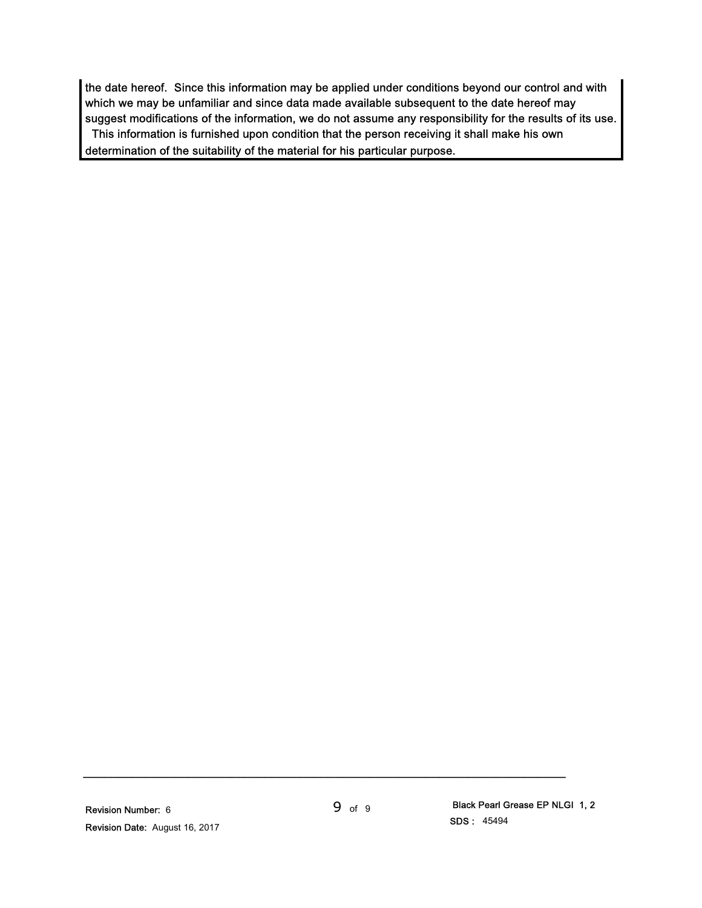the date hereof. Since this information may be applied under conditions beyond our control and with which we may be unfamiliar and since data made available subsequent to the date hereof may suggest modifications of the information, we do not assume any responsibility for the results of its use. This information is furnished upon condition that the person receiving it shall make his own determination of the suitability of the material for his particular purpose.